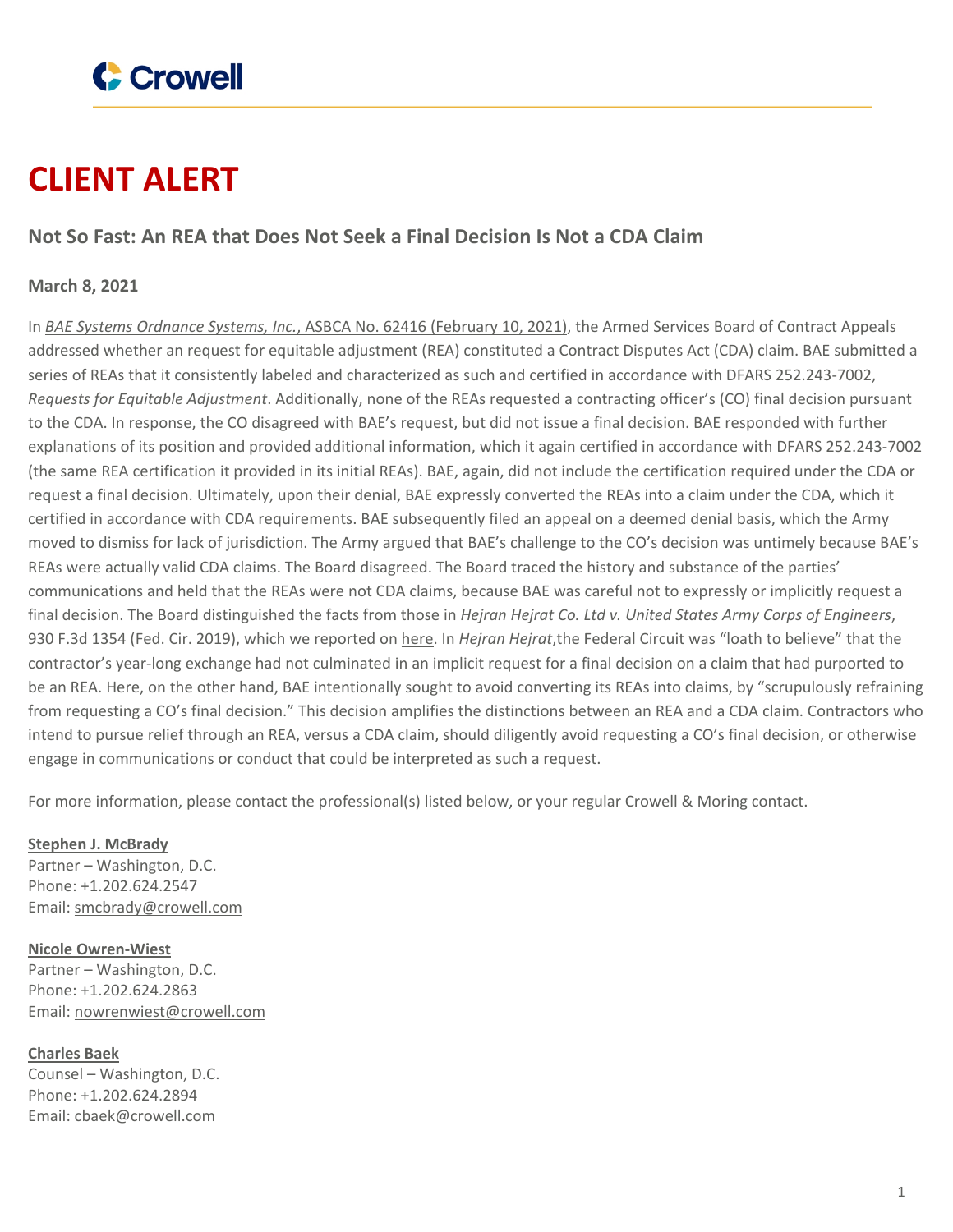Crowell

# CLIENT ALERT

## Not So Fast: An REA that Does Not Seek a Final Decision Is Not a CDA Claim

**March 8, 2021**

In *BAE Systems Ordnance Systems, Inc.*, ASBCA No. 62416 (February 10, 2021), the Armed Services Board of Contract Appeals addressed whether an request for equitable adjustment (REA) constituted a Contract Disputes Act (CDA) claim. BAE submitted a series of REAs that it consistently labeled and characterized as such and certified in accordance with DFARS 252.243-7002, *Requests for Equitable Adjustment*. Additionally, none of the REAs requested a contracting officer's (CO) final decision pursuant to the CDA. In response, the CO disagreed with BAE's request, but did not issue a final decision. BAE responded with further explanations of its position and provided additional information, which it again certified in accordance with DFARS 252.243-7002 (the same REA certification it provided in its initial REAs). BAE, again, did not include the certification required under the CDA or request a final decision. Ultimately, upon their denial, BAE expressly converted the REAs into a claim under the CDA, which it certified in accordance with CDA requirements. BAE subsequently filed an appeal on a deemed denial basis, which the Army moved to dismiss for lack of jurisdiction. The Army argued that BAE's challenge to the CO's decision was untimely because BAE's REAs were actually valid CDA claims. The Board disagreed. The Board traced the history and substance of the parties' communications and held that the REAs were not CDA claims, because BAE was careful not to expressly or implicitly request a final decision. The Board distinguished the facts from those in *Hejran Hejrat Co. Ltd v. United States Army Corps of Engineers*, 930 F.3d 1354 (Fed. Cir. 2019), which we reported on here. In *Hejran Hejrat*,the Federal Circuit was "loath to believe" that the contractor's year-long exchange had not culminated in an implicit request for a final decision on a claim that had purported to be an REA. Here, on the other hand, BAE intentionally sought to avoid converting its REAs into claims, by "scrupulously refraining from requesting a CO's final decision." This decision amplifies the distinctions between an REA and a CDA claim. Contractors who intend to pursue relief through an REA, versus a CDA claim, should diligently avoid requesting a CO's final decision, or otherwise engage in communications or conduct that could be interpreted as such a request.

For more information, please contact the professional(s) listed below, or your regular Crowell & Moring contact.

**Stephen J. McBrady**
Partner – Washington, D.C.
Phone: +1.202.624.2547
Email: smcbrady@crowell.com

**Nicole Owren-Wiest**
Partner – Washington, D.C.
Phone: +1.202.624.2863
Email: nowrenwiest@crowell.com

**Charles Baek**
Counsel – Washington, D.C.
Phone: +1.202.624.2894
Email: cbaek@crowell.com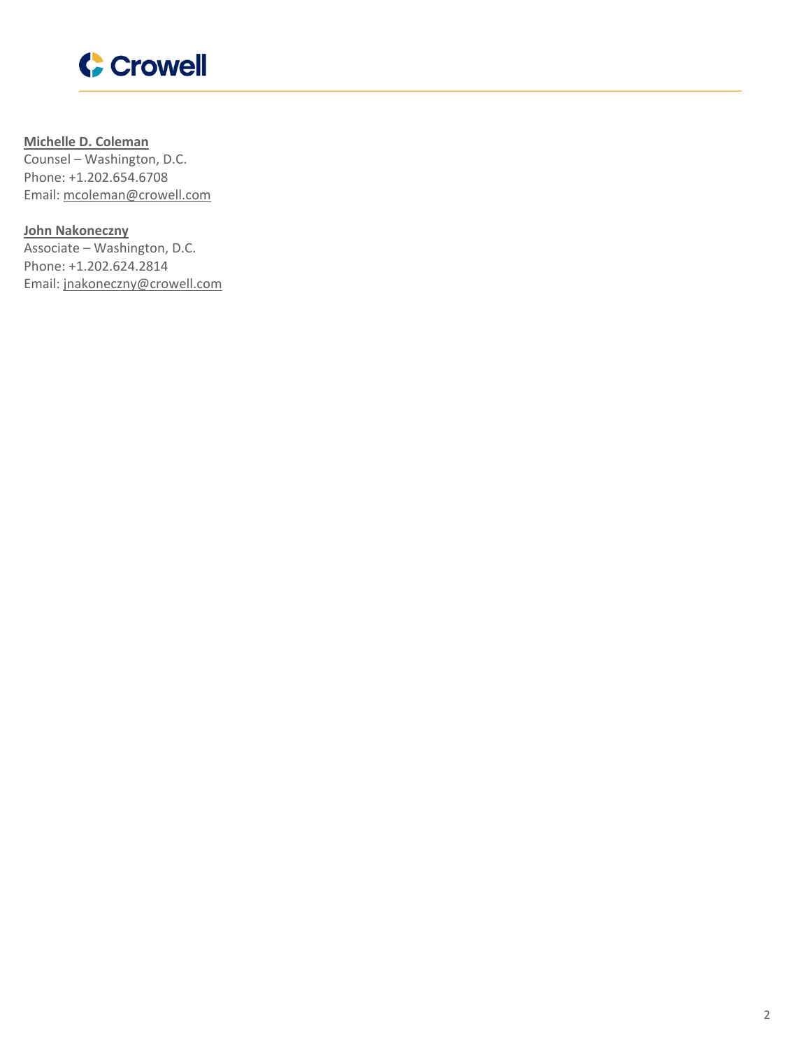**Michelle D. Coleman**
Counsel – Washington, D.C.
Phone: +1.202.654.6708
Email: mcoleman@crowell.com

**John Nakoneczny**
Associate – Washington, D.C.
Phone: +1.202.624.2814
Email: jnakoneczny@crowell.com